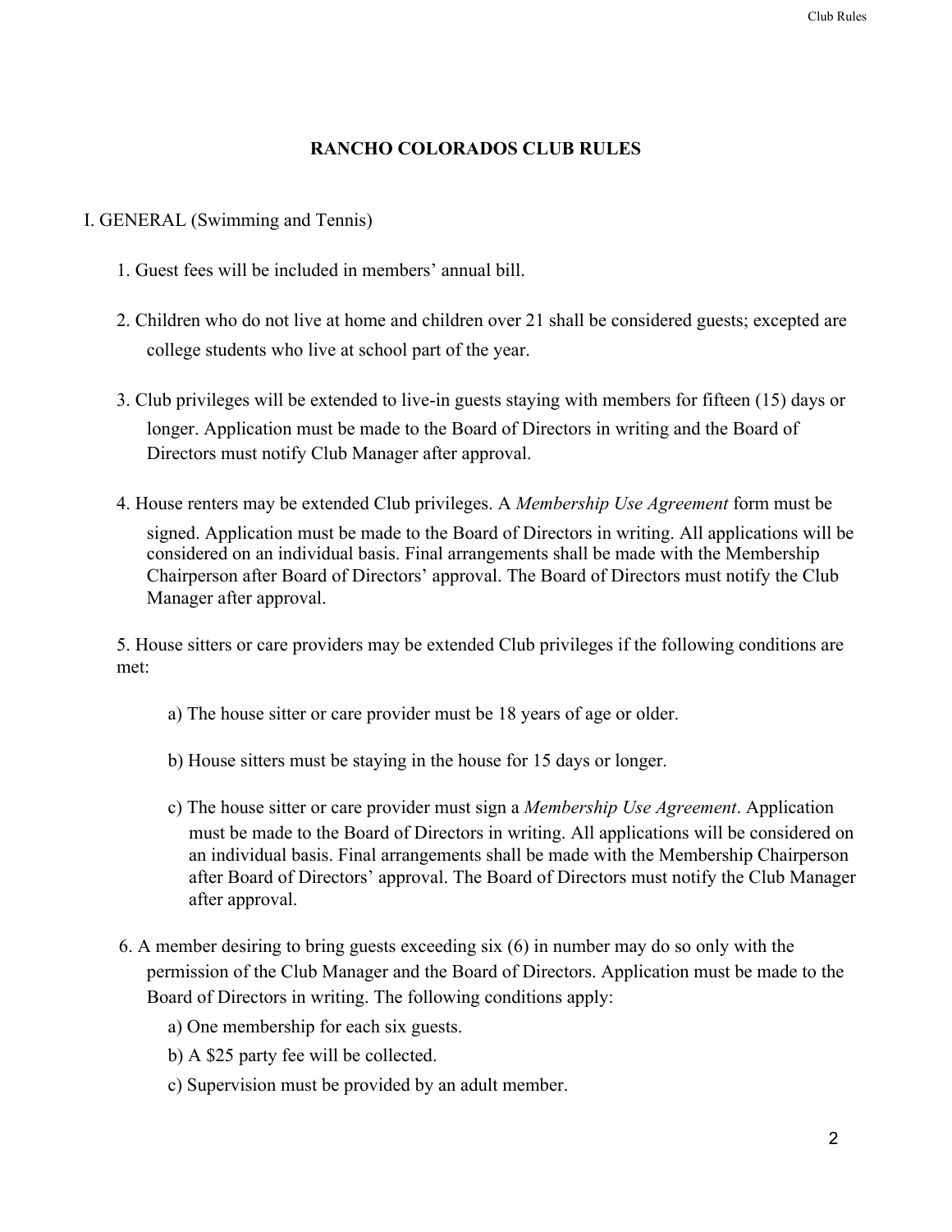# RANCHO COLORADOS CLUB RULES

## I. GENERAL (Swimming and Tennis)

1. Guest fees will be included in members' annual bill.

2. Children who do not live at home and children over 21 shall be considered guests; excepted are college students who live at school part of the year.

3. Club privileges will be extended to live-in guests staying with members for fifteen (15) days or longer. Application must be made to the Board of Directors in writing and the Board of Directors must notify Club Manager after approval.

4. House renters may be extended Club privileges. A *Membership Use Agreement* form must be signed. Application must be made to the Board of Directors in writing. All applications will be considered on an individual basis. Final arrangements shall be made with the Membership Chairperson after Board of Directors' approval. The Board of Directors must notify the Club Manager after approval.

5. House sitters or care providers may be extended Club privileges if the following conditions are met:

   a) The house sitter or care provider must be 18 years of age or older.

   b) House sitters must be staying in the house for 15 days or longer.

   c) The house sitter or care provider must sign a *Membership Use Agreement*. Application must be made to the Board of Directors in writing. All applications will be considered on an individual basis. Final arrangements shall be made with the Membership Chairperson after Board of Directors' approval. The Board of Directors must notify the Club Manager after approval.

6. A member desiring to bring guests exceeding six (6) in number may do so only with the permission of the Club Manager and the Board of Directors. Application must be made to the Board of Directors in writing. The following conditions apply:

   a) One membership for each six guests.

   b) A $25 party fee will be collected.

   c) Supervision must be provided by an adult member.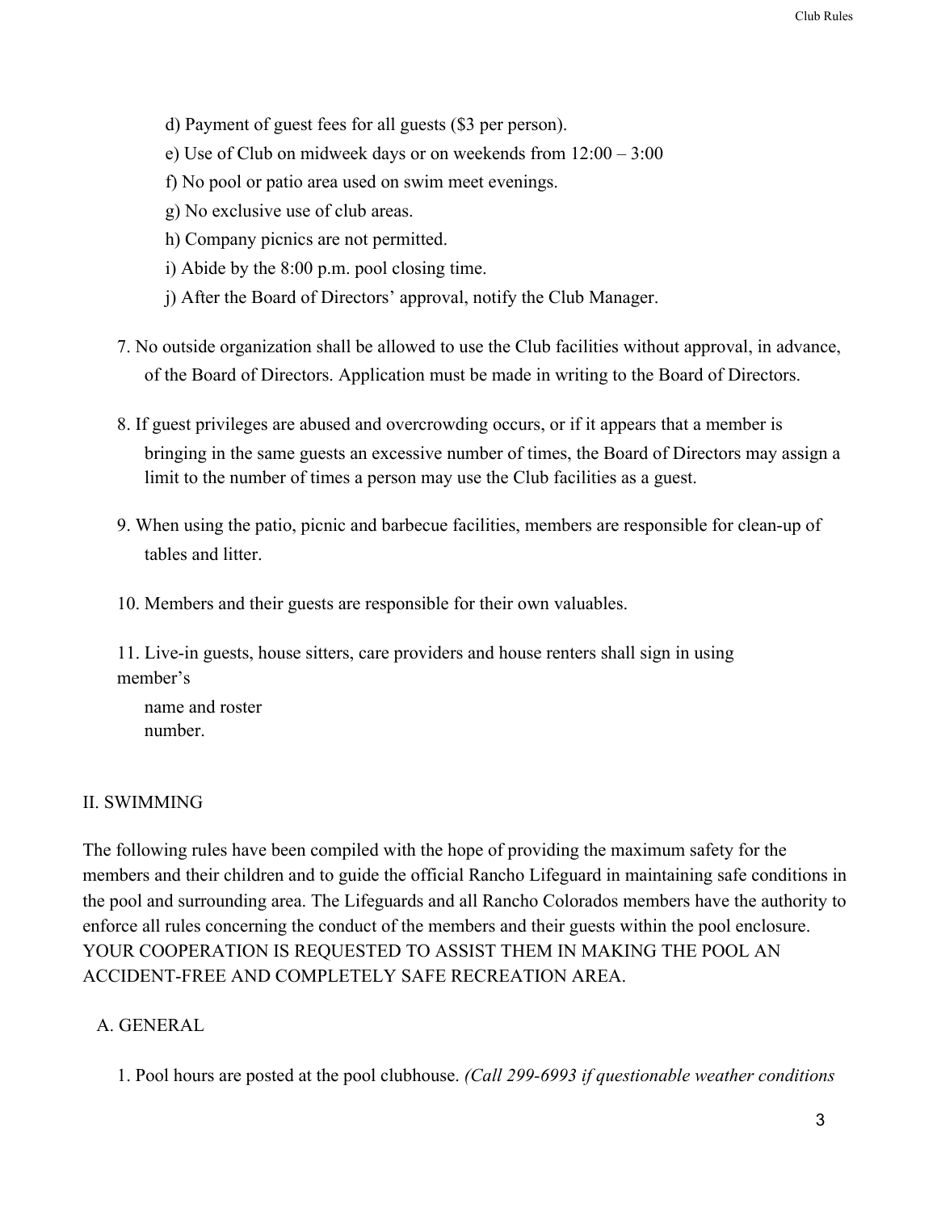d) Payment of guest fees for all guests ($3 per person).

e) Use of Club on midweek days or on weekends from 12:00 – 3:00

f) No pool or patio area used on swim meet evenings.

g) No exclusive use of club areas.

h) Company picnics are not permitted.

i) Abide by the 8:00 p.m. pool closing time.

j) After the Board of Directors' approval, notify the Club Manager.

7. No outside organization shall be allowed to use the Club facilities without approval, in advance, of the Board of Directors. Application must be made in writing to the Board of Directors.

8. If guest privileges are abused and overcrowding occurs, or if it appears that a member is bringing in the same guests an excessive number of times, the Board of Directors may assign a limit to the number of times a person may use the Club facilities as a guest.

9. When using the patio, picnic and barbecue facilities, members are responsible for clean-up of tables and litter.

10. Members and their guests are responsible for their own valuables.

11. Live-in guests, house sitters, care providers and house renters shall sign in using member's name and roster number.

## II. SWIMMING

The following rules have been compiled with the hope of providing the maximum safety for the members and their children and to guide the official Rancho Lifeguard in maintaining safe conditions in the pool and surrounding area. The Lifeguards and all Rancho Colorados members have the authority to enforce all rules concerning the conduct of the members and their guests within the pool enclosure. YOUR COOPERATION IS REQUESTED TO ASSIST THEM IN MAKING THE POOL AN ACCIDENT-FREE AND COMPLETELY SAFE RECREATION AREA.

### A. GENERAL

1. Pool hours are posted at the pool clubhouse. *(Call 299-6993 if questionable weather conditions*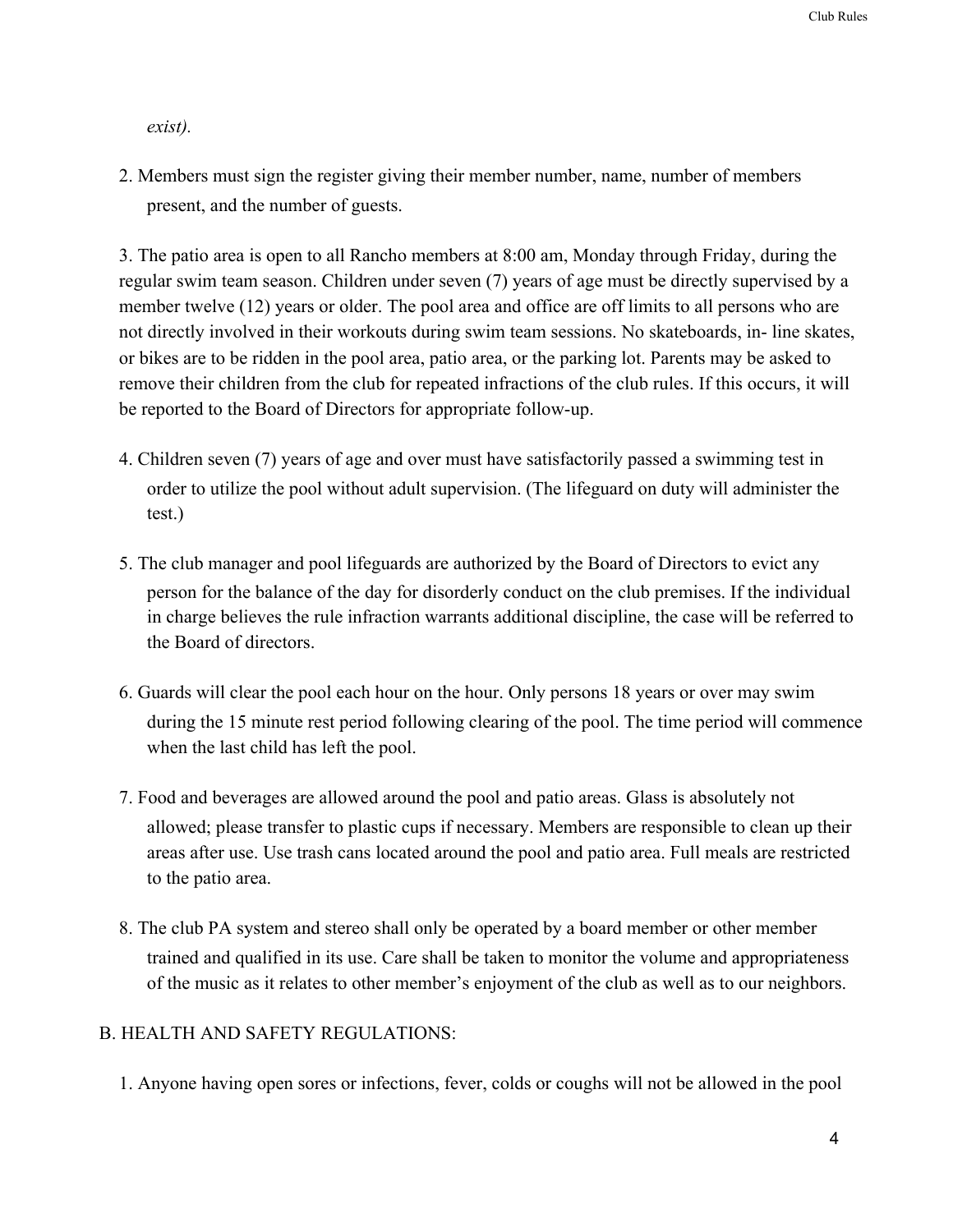*exist).*

2. Members must sign the register giving their member number, name, number of members present, and the number of guests.

3. The patio area is open to all Rancho members at 8:00 am, Monday through Friday, during the regular swim team season. Children under seven (7) years of age must be directly supervised by a member twelve (12) years or older. The pool area and office are off limits to all persons who are not directly involved in their workouts during swim team sessions. No skateboards, in- line skates, or bikes are to be ridden in the pool area, patio area, or the parking lot. Parents may be asked to remove their children from the club for repeated infractions of the club rules. If this occurs, it will be reported to the Board of Directors for appropriate follow-up.

4. Children seven (7) years of age and over must have satisfactorily passed a swimming test in order to utilize the pool without adult supervision. (The lifeguard on duty will administer the test.)

5. The club manager and pool lifeguards are authorized by the Board of Directors to evict any person for the balance of the day for disorderly conduct on the club premises. If the individual in charge believes the rule infraction warrants additional discipline, the case will be referred to the Board of directors.

6. Guards will clear the pool each hour on the hour. Only persons 18 years or over may swim during the 15 minute rest period following clearing of the pool. The time period will commence when the last child has left the pool.

7. Food and beverages are allowed around the pool and patio areas. Glass is absolutely not allowed; please transfer to plastic cups if necessary. Members are responsible to clean up their areas after use. Use trash cans located around the pool and patio area. Full meals are restricted to the patio area.

8. The club PA system and stereo shall only be operated by a board member or other member trained and qualified in its use. Care shall be taken to monitor the volume and appropriateness of the music as it relates to other member's enjoyment of the club as well as to our neighbors.

B. HEALTH AND SAFETY REGULATIONS:

1. Anyone having open sores or infections, fever, colds or coughs will not be allowed in the pool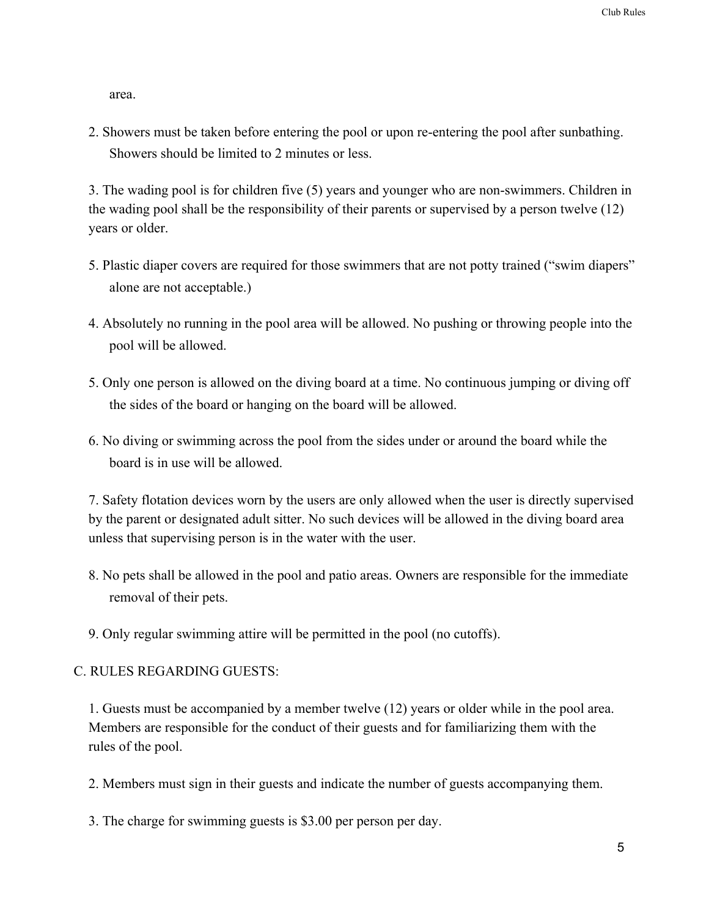area.

2. Showers must be taken before entering the pool or upon re-entering the pool after sunbathing. Showers should be limited to 2 minutes or less.

3. The wading pool is for children five (5) years and younger who are non-swimmers. Children in the wading pool shall be the responsibility of their parents or supervised by a person twelve (12) years or older.

5. Plastic diaper covers are required for those swimmers that are not potty trained ("swim diapers" alone are not acceptable.)

4. Absolutely no running in the pool area will be allowed. No pushing or throwing people into the pool will be allowed.

5. Only one person is allowed on the diving board at a time. No continuous jumping or diving off the sides of the board or hanging on the board will be allowed.

6. No diving or swimming across the pool from the sides under or around the board while the board is in use will be allowed.

7. Safety flotation devices worn by the users are only allowed when the user is directly supervised by the parent or designated adult sitter. No such devices will be allowed in the diving board area unless that supervising person is in the water with the user.

8. No pets shall be allowed in the pool and patio areas. Owners are responsible for the immediate removal of their pets.

9. Only regular swimming attire will be permitted in the pool (no cutoffs).

C. RULES REGARDING GUESTS:

1. Guests must be accompanied by a member twelve (12) years or older while in the pool area. Members are responsible for the conduct of their guests and for familiarizing them with the rules of the pool.

2. Members must sign in their guests and indicate the number of guests accompanying them.

3. The charge for swimming guests is $3.00 per person per day.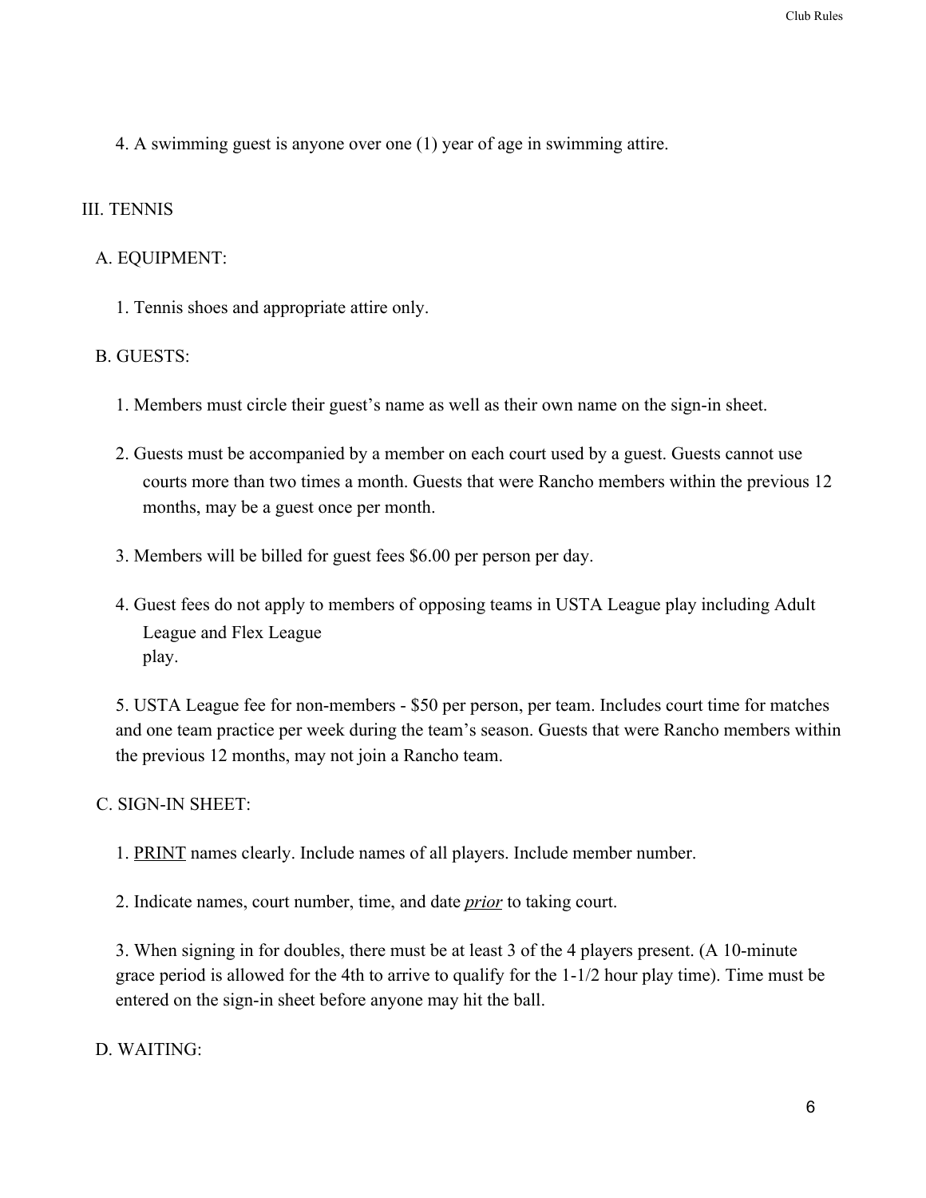4. A swimming guest is anyone over one (1) year of age in swimming attire.

## III. TENNIS

### A. EQUIPMENT:

1. Tennis shoes and appropriate attire only.

### B. GUESTS:

1. Members must circle their guest's name as well as their own name on the sign-in sheet.

2. Guests must be accompanied by a member on each court used by a guest. Guests cannot use courts more than two times a month. Guests that were Rancho members within the previous 12 months, may be a guest once per month.

3. Members will be billed for guest fees $6.00 per person per day.

4. Guest fees do not apply to members of opposing teams in USTA League play including Adult League and Flex League play.

5. USTA League fee for non-members - $50 per person, per team. Includes court time for matches and one team practice per week during the team's season. Guests that were Rancho members within the previous 12 months, may not join a Rancho team.

### C. SIGN-IN SHEET:

1. <u>PRINT</u> names clearly. Include names of all players. Include member number.

2. Indicate names, court number, time, and date <u>*prior*</u> to taking court.

3. When signing in for doubles, there must be at least 3 of the 4 players present. (A 10-minute grace period is allowed for the 4th to arrive to qualify for the 1-1/2 hour play time). Time must be entered on the sign-in sheet before anyone may hit the ball.

### D. WAITING: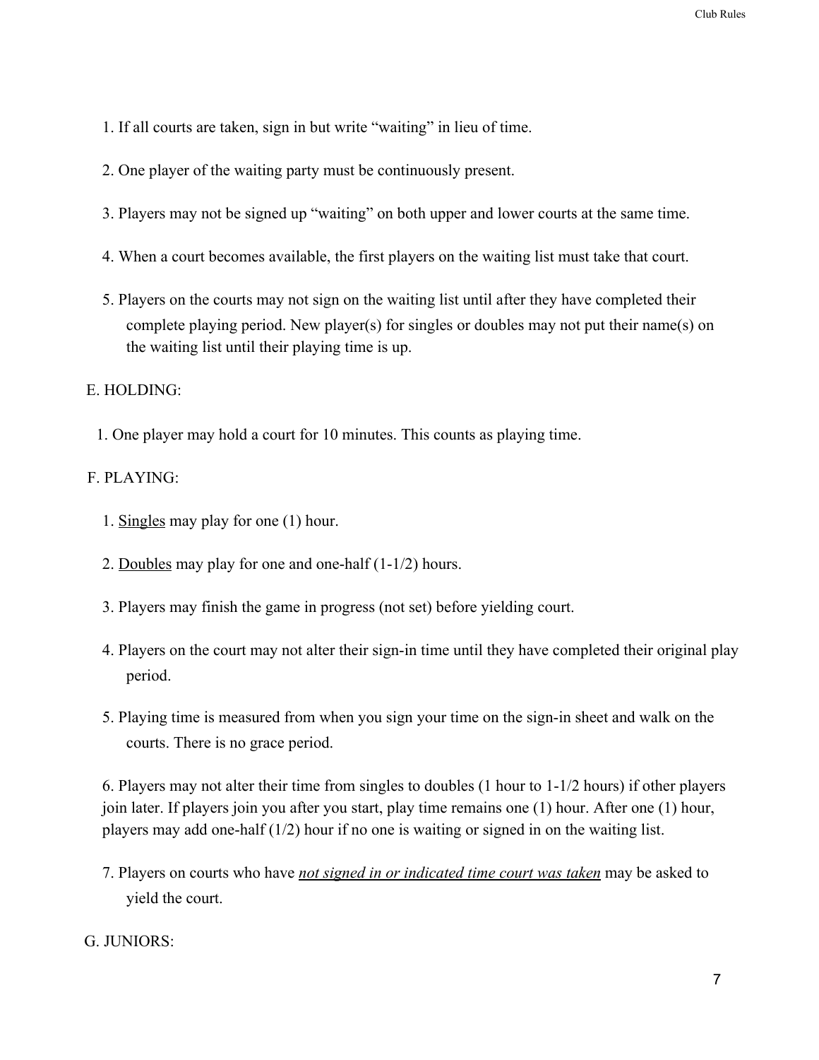1. If all courts are taken, sign in but write "waiting" in lieu of time.
2. One player of the waiting party must be continuously present.
3. Players may not be signed up "waiting" on both upper and lower courts at the same time.
4. When a court becomes available, the first players on the waiting list must take that court.
5. Players on the courts may not sign on the waiting list until after they have completed their complete playing period. New player(s) for singles or doubles may not put their name(s) on the waiting list until their playing time is up.

E. HOLDING:

1. One player may hold a court for 10 minutes. This counts as playing time.

F. PLAYING:

1. <u>Singles</u> may play for one (1) hour.
2. <u>Doubles</u> may play for one and one-half (1-1/2) hours.
3. Players may finish the game in progress (not set) before yielding court.
4. Players on the court may not alter their sign-in time until they have completed their original play period.
5. Playing time is measured from when you sign your time on the sign-in sheet and walk on the courts. There is no grace period.
6. Players may not alter their time from singles to doubles (1 hour to 1-1/2 hours) if other players join later. If players join you after you start, play time remains one (1) hour. After one (1) hour, players may add one-half (1/2) hour if no one is waiting or signed in on the waiting list.
7. Players on courts who have ***<u>not signed in or indicated time court was taken</u>*** may be asked to yield the court.

G. JUNIORS: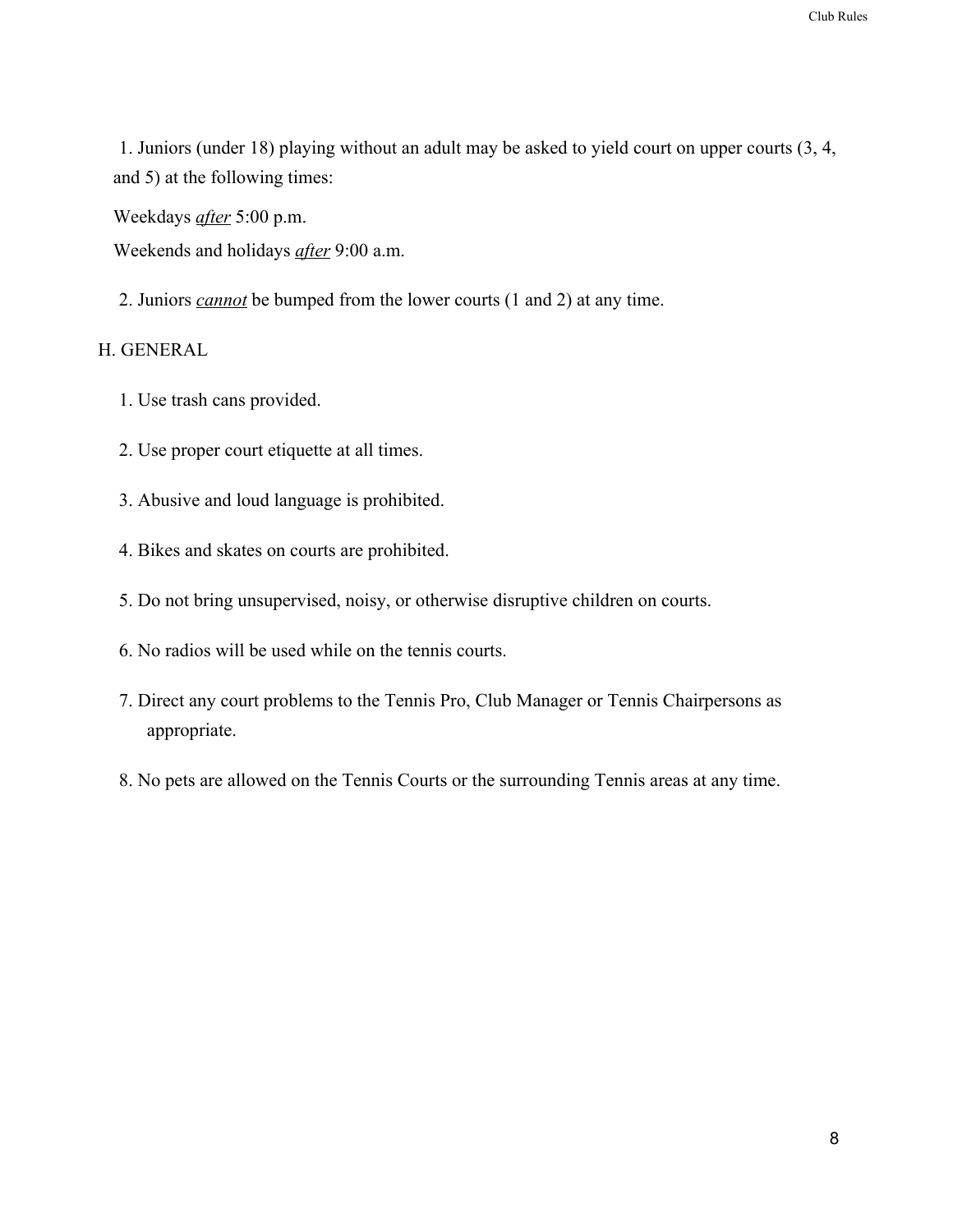1. Juniors (under 18) playing without an adult may be asked to yield court on upper courts (3, 4, and 5) at the following times:

Weekdays *after* 5:00 p.m.

Weekends and holidays *after* 9:00 a.m.

2. Juniors *cannot* be bumped from the lower courts (1 and 2) at any time.

## H. GENERAL

1. Use trash cans provided.
2. Use proper court etiquette at all times.
3. Abusive and loud language is prohibited.
4. Bikes and skates on courts are prohibited.
5. Do not bring unsupervised, noisy, or otherwise disruptive children on courts.
6. No radios will be used while on the tennis courts.
7. Direct any court problems to the Tennis Pro, Club Manager or Tennis Chairpersons as appropriate.
8. No pets are allowed on the Tennis Courts or the surrounding Tennis areas at any time.